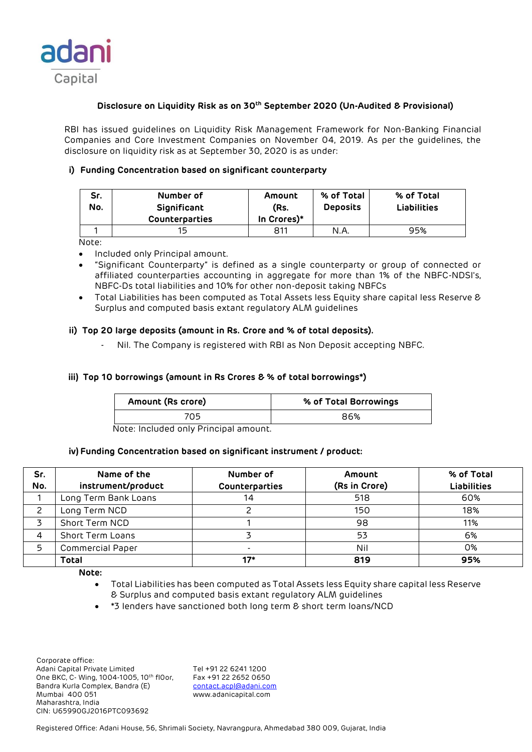adani
Capital

### Disclosure on Liquidity Risk as on 30th September 2020 (Un-Audited & Provisional)

RBI has issued guidelines on Liquidity Risk Management Framework for Non-Banking Financial Companies and Core Investment Companies on November 04, 2019. As per the guidelines, the disclosure on liquidity risk as at September 30, 2020 is as under:

#### i) Funding Concentration based on significant counterparty

| Sr. No. | Number of Significant Counterparties | Amount (Rs. In Crores)* | % of Total Deposits | % of Total Liabilities |
|---|---|---|---|---|
| 1 | 15 | 811 | N.A. | 95% |

Note:

- Included only Principal amount.
- "Significant Counterparty" is defined as a single counterparty or group of connected or affiliated counterparties accounting in aggregate for more than 1% of the NBFC-NDSI's, NBFC-Ds total liabilities and 10% for other non-deposit taking NBFCs
- Total Liabilities has been computed as Total Assets less Equity share capital less Reserve & Surplus and computed basis extant regulatory ALM guidelines

#### ii) Top 20 large deposits (amount in Rs. Crore and % of total deposits).

- Nil. The Company is registered with RBI as Non Deposit accepting NBFC.

#### iii) Top 10 borrowings (amount in Rs Crores & % of total borrowings*)

| Amount (Rs crore) | % of Total Borrowings |
|---|---|
| 705 | 86% |

Note: Included only Principal amount.

#### iv) Funding Concentration based on significant instrument / product:

| Sr. No. | Name of the instrument/product | Number of Counterparties | Amount (Rs in Crore) | % of Total Liabilities |
|---|---|---|---|---|
| 1 | Long Term Bank Loans | 14 | 518 | 60% |
| 2 | Long Term NCD | 2 | 150 | 18% |
| 3 | Short Term NCD | 1 | 98 | 11% |
| 4 | Short Term Loans | 3 | 53 | 6% |
| 5 | Commercial Paper | - | Nil | 0% |
| | **Total** | **17*** | **819** | **95%** |

**Note:**

- Total Liabilities has been computed as Total Assets less Equity share capital less Reserve & Surplus and computed basis extant regulatory ALM guidelines
- *3 lenders have sanctioned both long term & short term loans/NCD

Corporate office:
Adani Capital Private Limited
One BKC, C- Wing, 1004-1005, 10th flOor,
Bandra Kurla Complex, Bandra (E)
Mumbai 400 051
Maharashtra, India
CIN: U65990GJ2016PTC093692

Tel +91 22 6241 1200
Fax +91 22 2652 0650
contact.acpl@adani.com
www.adanicapital.com

Registered Office: Adani House, 56, Shrimali Society, Navrangpura, Ahmedabad 380 009, Gujarat, India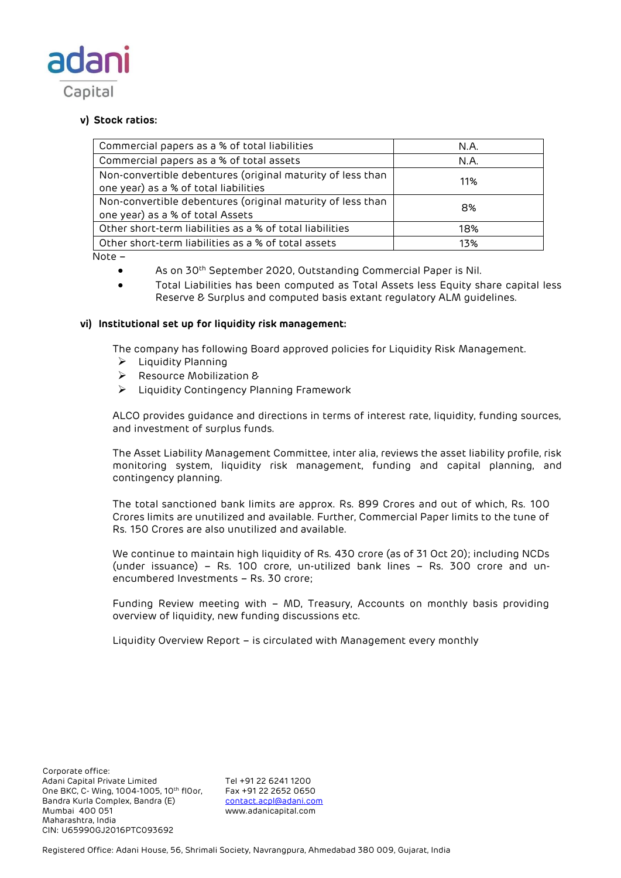**v) Stock ratios:**

| | |
|---|---|
| Commercial papers as a % of total liabilities | N.A. |
| Commercial papers as a % of total assets | N.A. |
| Non-convertible debentures (original maturity of less than one year) as a % of total liabilities | 11% |
| Non-convertible debentures (original maturity of less than one year) as a % of total Assets | 8% |
| Other short-term liabilities as a % of total liabilities | 18% |
| Other short-term liabilities as a % of total assets | 13% |

Note –

- As on 30th September 2020, Outstanding Commercial Paper is Nil.
- Total Liabilities has been computed as Total Assets less Equity share capital less Reserve & Surplus and computed basis extant regulatory ALM guidelines.

**vi) Institutional set up for liquidity risk management:**

The company has following Board approved policies for Liquidity Risk Management.

- Liquidity Planning
- Resource Mobilization &
- Liquidity Contingency Planning Framework

ALCO provides guidance and directions in terms of interest rate, liquidity, funding sources, and investment of surplus funds.

The Asset Liability Management Committee, inter alia, reviews the asset liability profile, risk monitoring system, liquidity risk management, funding and capital planning, and contingency planning.

The total sanctioned bank limits are approx. Rs. 899 Crores and out of which, Rs. 100 Crores limits are unutilized and available. Further, Commercial Paper limits to the tune of Rs. 150 Crores are also unutilized and available.

We continue to maintain high liquidity of Rs. 430 crore (as of 31 Oct 20); including NCDs (under issuance) – Rs. 100 crore, un-utilized bank lines – Rs. 300 crore and un-encumbered Investments – Rs. 30 crore;

Funding Review meeting with – MD, Treasury, Accounts on monthly basis providing overview of liquidity, new funding discussions etc.

Liquidity Overview Report – is circulated with Management every monthly